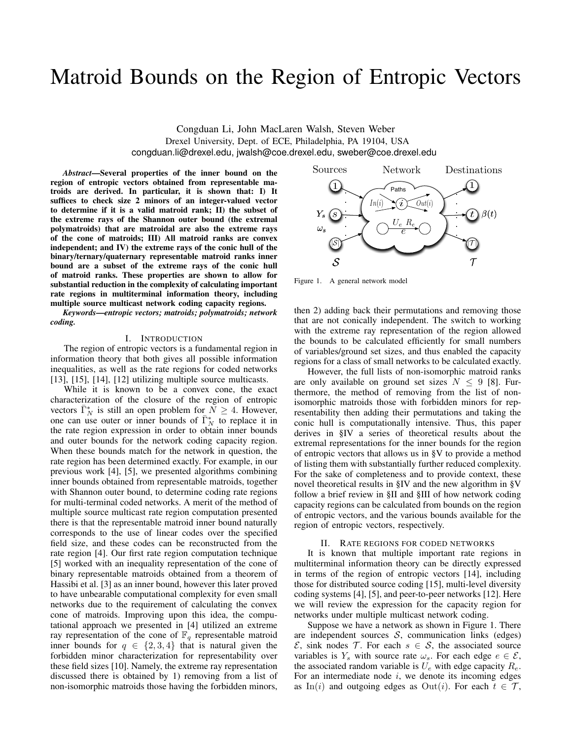# Matroid Bounds on the Region of Entropic Vectors

Congduan Li, John MacLaren Walsh, Steven Weber
Drexel University, Dept. of ECE, Philadelphia, PA 19104, USA
congduan.li@drexel.edu, jwalsh@coe.drexel.edu, sweber@coe.drexel.edu

***Abstract*—Several properties of the inner bound on the region of entropic vectors obtained from representable matroids are derived. In particular, it is shown that: I) It suffices to check size 2 minors of an integer-valued vector to determine if it is a valid matroid rank; II) the subset of the extreme rays of the Shannon outer bound (the extremal polymatroids) that are matroidal are also the extreme rays of the cone of matroids; III) All matroid ranks are convex independent; and IV) the extreme rays of the conic hull of the binary/ternary/quaternary representable matroid ranks inner bound are a subset of the extreme rays of the conic hull of matroid ranks. These properties are shown to allow for substantial reduction in the complexity of calculating important rate regions in multiterminal information theory, including multiple source multicast network coding capacity regions.**

***Keywords*—entropic vectors; matroids; polymatroids; network coding.**

## I. Introduction

The region of entropic vectors is a fundamental region in information theory that both gives all possible information inequalities, as well as the rate regions for coded networks [13], [15], [14], [12] utilizing multiple source multicasts.

While it is known to be a convex cone, the exact characterization of the closure of the region of entropic vectors $\bar{\Gamma}_N^*$ is still an open problem for $N \geq 4$. However, one can use outer or inner bounds of $\bar{\Gamma}_N^*$ to replace it in the rate region expression in order to obtain inner bounds and outer bounds for the network coding capacity region. When these bounds match for the network in question, the rate region has been determined exactly. For example, in our previous work [4], [5], we presented algorithms combining inner bounds obtained from representable matroids, together with Shannon outer bound, to determine coding rate regions for multi-terminal coded networks. A merit of the method of multiple source multicast rate region computation presented there is that the representable matroid inner bound naturally corresponds to the use of linear codes over the specified field size, and these codes can be reconstructed from the rate region [4]. Our first rate region computation technique [5] worked with an inequality representation of the cone of binary representable matroids obtained from a theorem of Hassibi et al. [3] as an inner bound, however this later proved to have unbearable computational complexity for even small networks due to the requirement of calculating the convex cone of matroids. Improving upon this idea, the computational approach we presented in [4] utilized an extreme ray representation of the cone of $\mathbb{F}_q$ representable matroid inner bounds for $q \in \{2, 3, 4\}$ that is natural given the forbidden minor characterization for representability over these field sizes [10]. Namely, the extreme ray representation discussed there is obtained by 1) removing from a list of non-isomorphic matroids those having the forbidden minors, then 2) adding back their permutations and removing those that are not conically independent. The switch to working with the extreme ray representation of the region allowed the bounds to be calculated efficiently for small numbers of variables/ground set sizes, and thus enabled the capacity regions for a class of small networks to be calculated exactly.

Figure 1. A general network model

However, the full lists of non-isomorphic matroid ranks are only available on ground set sizes $N \leq 9$ [8]. Furthermore, the method of removing from the list of non-isomorphic matroids those with forbidden minors for representability then adding their permutations and taking the conic hull is computationally intensive. Thus, this paper derives in §IV a series of theoretical results about the extremal representations for the inner bounds for the region of entropic vectors that allows us in §V to provide a method of listing them with substantially further reduced complexity. For the sake of completeness and to provide context, these novel theoretical results in §IV and the new algorithm in §V follow a brief review in §II and §III of how network coding capacity regions can be calculated from bounds on the region of entropic vectors, and the various bounds available for the region of entropic vectors, respectively.

## II. Rate regions for coded networks

It is known that multiple important rate regions in multiterminal information theory can be directly expressed in terms of the region of entropic vectors [14], including those for distributed source coding [15], multi-level diversity coding systems [4], [5], and peer-to-peer networks [12]. Here we will review the expression for the capacity region for networks under multiple multicast network coding.

Suppose we have a network as shown in Figure 1. There are independent sources $\mathcal{S}$, communication links (edges) $\mathcal{E}$, sink nodes $\mathcal{T}$. For each $s \in \mathcal{S}$, the associated source variables is $Y_s$ with source rate $\omega_s$. For each edge $e \in \mathcal{E}$, the associated random variable is $U_e$ with edge capacity $R_e$. For an intermediate node $i$, we denote its incoming edges as $\mathrm{In}(i)$ and outgoing edges as $\mathrm{Out}(i)$. For each $t \in \mathcal{T}$,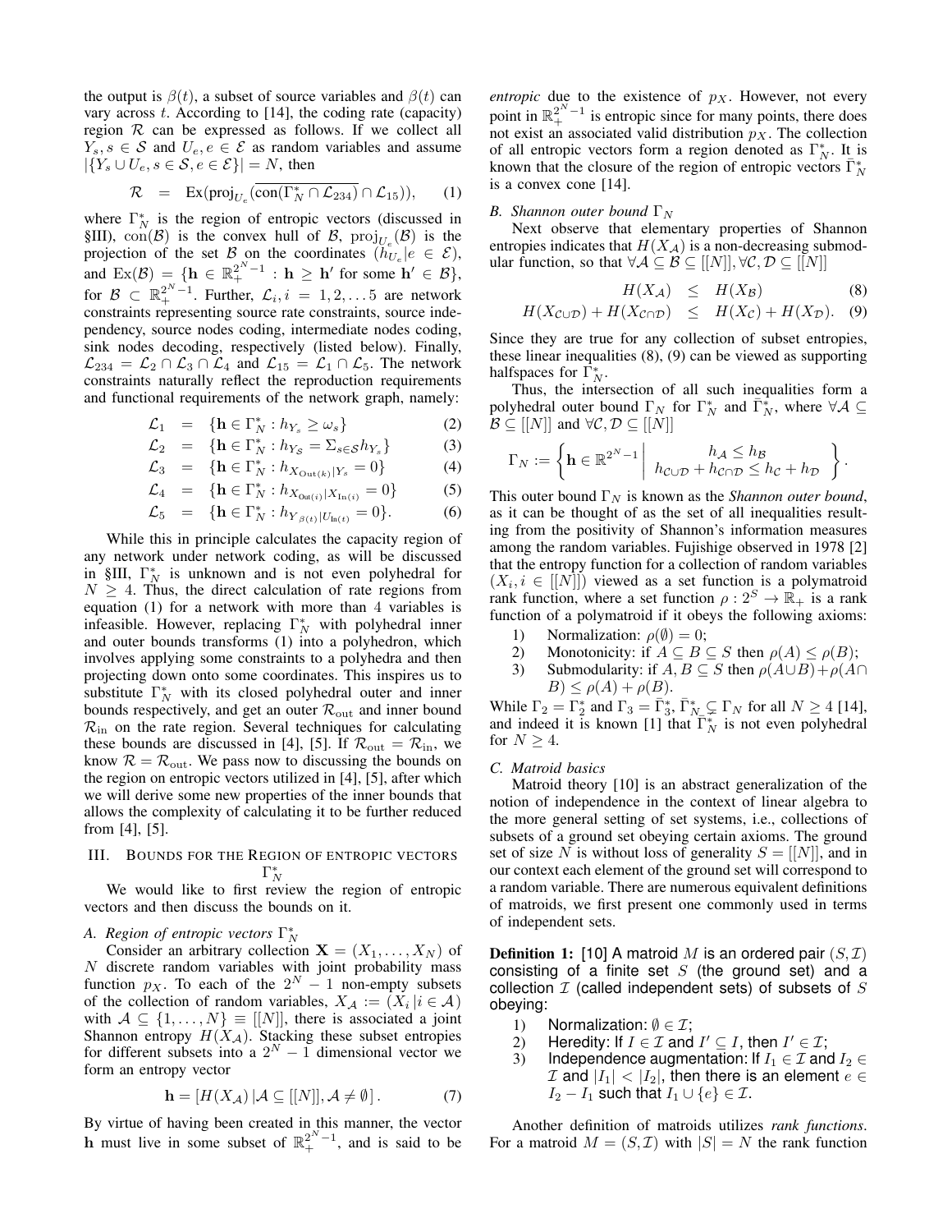the output is $\beta(t)$, a subset of source variables and $\beta(t)$ can vary across $t$. According to [14], the coding rate (capacity) region $\mathcal{R}$ can be expressed as follows. If we collect all $Y_s, s \in \mathcal{S}$ and $U_e, e \in \mathcal{E}$ as random variables and assume $|\{Y_s \cup U_e, s \in \mathcal{S}, e \in \mathcal{E}\}| = N$, then

$$\mathcal{R} \quad = \quad \mathrm{Ex}(\mathrm{proj}_{U_e}(\overline{\mathrm{con}(\Gamma_N^* \cap \mathcal{L}_{234})} \cap \mathcal{L}_{15})), \qquad (1)$$

where $\Gamma_N^*$ is the region of entropic vectors (discussed in §III), $\mathrm{con}(\mathcal{B})$ is the convex hull of $\mathcal{B}$, $\mathrm{proj}_{U_e}(\mathcal{B})$ is the projection of the set $\mathcal{B}$ on the coordinates $(h_{U_e}|e \in \mathcal{E})$, and $\mathrm{Ex}(\mathcal{B}) = \{\mathbf{h} \in \mathbb{R}_+^{2^N-1} : \mathbf{h} \geq \mathbf{h}' \text{ for some } \mathbf{h}' \in \mathcal{B}\}$, for $\mathcal{B} \subset \mathbb{R}_+^{2^N-1}$. Further, $\mathcal{L}_i, i = 1, 2, \ldots 5$ are network constraints representing source rate constraints, source independency, source nodes coding, intermediate nodes coding, sink nodes decoding, respectively (listed below). Finally, $\mathcal{L}_{234} = \mathcal{L}_2 \cap \mathcal{L}_3 \cap \mathcal{L}_4$ and $\mathcal{L}_{15} = \mathcal{L}_1 \cap \mathcal{L}_5$. The network constraints naturally reflect the reproduction requirements and functional requirements of the network graph, namely:

$$\mathcal{L}_1 \quad = \quad \{\mathbf{h} \in \Gamma_N^* : h_{Y_s} \geq \omega_s\} \qquad (2)$$

$$\mathcal{L}_2 \quad = \quad \{\mathbf{h} \in \Gamma_N^* : h_{Y_\mathcal{S}} = \Sigma_{s \in \mathcal{S}} h_{Y_s}\} \qquad (3)$$

$$\mathcal{L}_3 \quad = \quad \{\mathbf{h} \in \Gamma_N^* : h_{X_{\mathrm{Out}(k)}|Y_s} = 0\} \qquad (4)$$

$$\mathcal{L}_4 \quad = \quad \{\mathbf{h} \in \Gamma_N^* : h_{X_{\mathrm{Out}(i)}|X_{\mathrm{In}(i)}} = 0\} \qquad (5)$$

$$\mathcal{L}_5 \quad = \quad \{\mathbf{h} \in \Gamma_N^* : h_{Y_{\beta(t)}|U_{\mathrm{In}(t)}} = 0\}. \qquad (6)$$

While this in principle calculates the capacity region of any network under network coding, as will be discussed in §III, $\Gamma_N^*$ is unknown and is not even polyhedral for $N \geq 4$. Thus, the direct calculation of rate regions from equation (1) for a network with more than 4 variables is infeasible. However, replacing $\Gamma_N^*$ with polyhedral inner and outer bounds transforms (1) into a polyhedron, which involves applying some constraints to a polyhedra and then projecting down onto some coordinates. This inspires us to substitute $\Gamma_N^*$ with its closed polyhedral outer and inner bounds respectively, and get an outer $\mathcal{R}_{\mathrm{out}}$ and inner bound $\mathcal{R}_{\mathrm{in}}$ on the rate region. Several techniques for calculating these bounds are discussed in [4], [5]. If $\mathcal{R}_{\mathrm{out}} = \mathcal{R}_{\mathrm{in}}$, we know $\mathcal{R} = \mathcal{R}_{\mathrm{out}}$. We pass now to discussing the bounds on the region on entropic vectors utilized in [4], [5], after which we will derive some new properties of the inner bounds that allows the complexity of calculating it to be further reduced from [4], [5].

## III. Bounds for the Region of entropic vectors $\Gamma_N^*$

We would like to first review the region of entropic vectors and then discuss the bounds on it.

### A. Region of entropic vectors $\Gamma_N^*$

Consider an arbitrary collection $\mathbf{X} = (X_1, \ldots, X_N)$ of $N$ discrete random variables with joint probability mass function $p_X$. To each of the $2^N - 1$ non-empty subsets of the collection of random variables, $X_\mathcal{A} := (X_i \,|i \in \mathcal{A})$ with $\mathcal{A} \subseteq \{1, \ldots, N\} \equiv [[N]]$, there is associated a joint Shannon entropy $H(X_\mathcal{A})$. Stacking these subset entropies for different subsets into a $2^N - 1$ dimensional vector we form an entropy vector

$$\mathbf{h} = [H(X_\mathcal{A})\,|\mathcal{A} \subseteq [[N]], \mathcal{A} \neq \emptyset]\,. \qquad (7)$$

By virtue of having been created in this manner, the vector $\mathbf{h}$ must live in some subset of $\mathbb{R}_+^{2^N-1}$, and is said to be *entropic* due to the existence of $p_X$. However, not every point in $\mathbb{R}_+^{2^N-1}$ is entropic since for many points, there does not exist an associated valid distribution $p_X$. The collection of all entropic vectors form a region denoted as $\Gamma_N^*$. It is known that the closure of the region of entropic vectors $\bar{\Gamma}_N^*$ is a convex cone [14].

### B. Shannon outer bound $\Gamma_N$

Next observe that elementary properties of Shannon entropies indicates that $H(X_\mathcal{A})$ is a non-decreasing submodular function, so that $\forall \mathcal{A} \subseteq \mathcal{B} \subseteq [[N]], \forall \mathcal{C}, \mathcal{D} \subseteq [[N]]$

$$H(X_\mathcal{A}) \quad \leq \quad H(X_\mathcal{B}) \qquad (8)$$

$$H(X_{\mathcal{C}\cup\mathcal{D}}) + H(X_{\mathcal{C}\cap\mathcal{D}}) \quad \leq \quad H(X_\mathcal{C}) + H(X_\mathcal{D}). \qquad (9)$$

Since they are true for any collection of subset entropies, these linear inequalities (8), (9) can be viewed as supporting halfspaces for $\Gamma_N^*$.

Thus, the intersection of all such inequalities form a polyhedral outer bound $\Gamma_N$ for $\Gamma_N^*$ and $\bar{\Gamma}_N^*$, where $\forall \mathcal{A} \subseteq \mathcal{B} \subseteq [[N]]$ and $\forall \mathcal{C}, \mathcal{D} \subseteq [[N]]$

$$\Gamma_N := \left\{ \mathbf{h} \in \mathbb{R}^{2^N-1} \;\middle|\; \begin{array}{c} h_\mathcal{A} \leq h_\mathcal{B} \\ h_{\mathcal{C}\cup\mathcal{D}} + h_{\mathcal{C}\cap\mathcal{D}} \leq h_\mathcal{C} + h_\mathcal{D} \end{array} \right\}.$$

This outer bound $\Gamma_N$ is known as the *Shannon outer bound*, as it can be thought of as the set of all inequalities resulting from the positivity of Shannon's information measures among the random variables. Fujishige observed in 1978 [2] that the entropy function for a collection of random variables $(X_i, i \in [[N]])$ viewed as a set function is a polymatroid rank function, where a set function $\rho : 2^S \to \mathbb{R}_+$ is a rank function of a polymatroid if it obeys the following axioms:

1) Normalization: $\rho(\emptyset) = 0$;
2) Monotonicity: if $A \subseteq B \subseteq S$ then $\rho(A) \leq \rho(B)$;
3) Submodularity: if $A, B \subseteq S$ then $\rho(A \cup B) + \rho(A \cap B) \leq \rho(A) + \rho(B)$.

While $\Gamma_2 = \Gamma_2^*$ and $\Gamma_3 = \bar{\Gamma}_3^*, \bar{\Gamma}_N^* \subsetneq \Gamma_N$ for all $N \geq 4$ [14], and indeed it is known [1] that $\bar{\Gamma}_N^*$ is not even polyhedral for $N \geq 4$.

### C. Matroid basics

Matroid theory [10] is an abstract generalization of the notion of independence in the context of linear algebra to the more general setting of set systems, i.e., collections of subsets of a ground set obeying certain axioms. The ground set of size $N$ is without loss of generality $S = [[N]]$, and in our context each element of the ground set will correspond to a random variable. There are numerous equivalent definitions of matroids, we first present one commonly used in terms of independent sets.

**Definition 1:** [10] A matroid $M$ is an ordered pair $(S, \mathcal{I})$ consisting of a finite set $S$ (the ground set) and a collection $\mathcal{I}$ (called independent sets) of subsets of $S$ obeying:

1) Normalization: $\emptyset \in \mathcal{I}$;
2) Heredity: If $I \in \mathcal{I}$ and $I' \subseteq I$, then $I' \in \mathcal{I}$;
3) Independence augmentation: If $I_1 \in \mathcal{I}$ and $I_2 \in \mathcal{I}$ and $|I_1| < |I_2|$, then there is an element $e \in I_2 - I_1$ such that $I_1 \cup \{e\} \in \mathcal{I}$.

Another definition of matroids utilizes *rank functions*. For a matroid $M = (S, \mathcal{I})$ with $|S| = N$ the rank function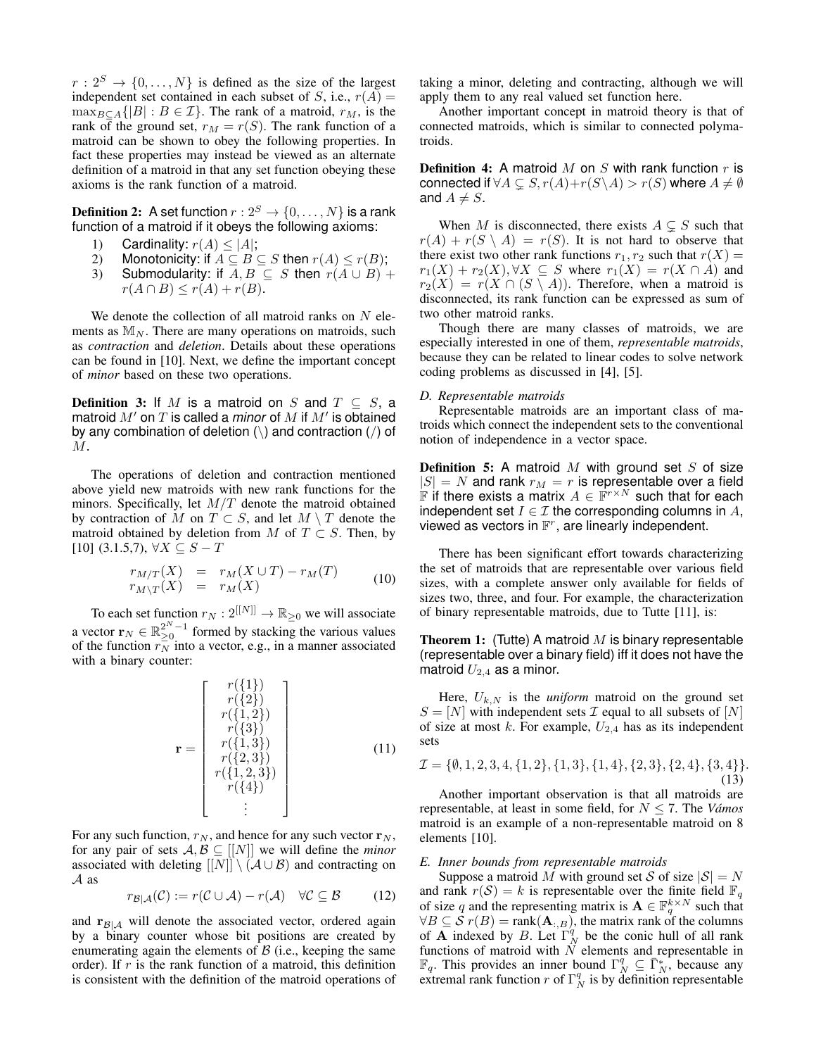$r : 2^S \to \{0, \ldots, N\}$ is defined as the size of the largest independent set contained in each subset of $S$, i.e., $r(A) = \max_{B \subseteq A}\{|B| : B \in \mathcal{I}\}$. The rank of a matroid, $r_M$, is the rank of the ground set, $r_M = r(S)$. The rank function of a matroid can be shown to obey the following properties. In fact these properties may instead be viewed as an alternate definition of a matroid in that any set function obeying these axioms is the rank function of a matroid.

**Definition 2:** A set function $r : 2^S \to \{0, \ldots, N\}$ is a rank function of a matroid if it obeys the following axioms:

1) Cardinality: $r(A) \leq |A|$;
2) Monotonicity: if $A \subseteq B \subseteq S$ then $r(A) \leq r(B)$;
3) Submodularity: if $A, B \subseteq S$ then $r(A \cup B) + r(A \cap B) \leq r(A) + r(B)$.

We denote the collection of all matroid ranks on $N$ elements as $\mathbb{M}_N$. There are many operations on matroids, such as *contraction* and *deletion*. Details about these operations can be found in [10]. Next, we define the important concept of *minor* based on these two operations.

**Definition 3:** If $M$ is a matroid on $S$ and $T \subseteq S$, a matroid $M'$ on $T$ is called a *minor* of $M$ if $M'$ is obtained by any combination of deletion (\) and contraction (/) of $M$.

The operations of deletion and contraction mentioned above yield new matroids with new rank functions for the minors. Specifically, let $M/T$ denote the matroid obtained by contraction of $M$ on $T \subset S$, and let $M \setminus T$ denote the matroid obtained by deletion from $M$ of $T \subset S$. Then, by [10] (3.1.5,7), $\forall X \subseteq S - T$

$$
\begin{aligned}
r_{M/T}(X) &= r_M(X \cup T) - r_M(T) \\
r_{M \setminus T}(X) &= r_M(X)
\end{aligned}
\tag{10}
$$

To each set function $r_N : 2^{[[N]]} \to \mathbb{R}_{\geq 0}$ we will associate a vector $\mathbf{r}_N \in \mathbb{R}_{\geq 0}^{2^N - 1}$ formed by stacking the various values of the function $r_N$ into a vector, e.g., in a manner associated with a binary counter:

$$
\mathbf{r} = \begin{bmatrix} r(\{1\}) \\ r(\{2\}) \\ r(\{1,2\}) \\ r(\{3\}) \\ r(\{1,3\}) \\ r(\{2,3\}) \\ r(\{1,2,3\}) \\ r(\{4\}) \\ \vdots \end{bmatrix}
\tag{11}
$$

For any such function, $r_N$, and hence for any such vector $\mathbf{r}_N$, for any pair of sets $\mathcal{A}, \mathcal{B} \subseteq [[N]]$ we will define the *minor* associated with deleting $[[N]] \setminus (\mathcal{A} \cup \mathcal{B})$ and contracting on $\mathcal{A}$ as

$$
r_{\mathcal{B}|\mathcal{A}}(\mathcal{C}) := r(\mathcal{C} \cup \mathcal{A}) - r(\mathcal{A}) \quad \forall \mathcal{C} \subseteq \mathcal{B} \tag{12}
$$

and $\mathbf{r}_{\mathcal{B}|\mathcal{A}}$ will denote the associated vector, ordered again by a binary counter whose bit positions are created by enumerating again the elements of $\mathcal{B}$ (i.e., keeping the same order). If $r$ is the rank function of a matroid, this definition is consistent with the definition of the matroid operations of taking a minor, deleting and contracting, although we will apply them to any real valued set function here.

Another important concept in matroid theory is that of connected matroids, which is similar to connected polymatroids.

**Definition 4:** A matroid $M$ on $S$ with rank function $r$ is connected if $\forall A \subsetneq S, r(A) + r(S \setminus A) > r(S)$ where $A \neq \emptyset$ and $A \neq S$.

When $M$ is disconnected, there exists $A \subsetneq S$ such that $r(A) + r(S \setminus A) = r(S)$. It is not hard to observe that there exist two other rank functions $r_1, r_2$ such that $r(X) = r_1(X) + r_2(X), \forall X \subseteq S$ where $r_1(X) = r(X \cap A)$ and $r_2(X) = r(X \cap (S \setminus A))$. Therefore, when a matroid is disconnected, its rank function can be expressed as sum of two other matroid ranks.

Though there are many classes of matroids, we are especially interested in one of them, *representable matroids*, because they can be related to linear codes to solve network coding problems as discussed in [4], [5].

### D. Representable matroids

Representable matroids are an important class of matroids which connect the independent sets to the conventional notion of independence in a vector space.

**Definition 5:** A matroid $M$ with ground set $S$ of size $|S| = N$ and rank $r_M = r$ is representable over a field $\mathbb{F}$ if there exists a matrix $A \in \mathbb{F}^{r \times N}$ such that for each independent set $I \in \mathcal{I}$ the corresponding columns in $A$, viewed as vectors in $\mathbb{F}^r$, are linearly independent.

There has been significant effort towards characterizing the set of matroids that are representable over various field sizes, with a complete answer only available for fields of sizes two, three, and four. For example, the characterization of binary representable matroids, due to Tutte [11], is:

**Theorem 1:** (Tutte) A matroid $M$ is binary representable (representable over a binary field) iff it does not have the matroid $U_{2,4}$ as a minor.

Here, $U_{k,N}$ is the *uniform* matroid on the ground set $S = [N]$ with independent sets $\mathcal{I}$ equal to all subsets of $[N]$ of size at most $k$. For example, $U_{2,4}$ has as its independent sets

$$
\mathcal{I} = \{\emptyset, 1, 2, 3, 4, \{1,2\}, \{1,3\}, \{1,4\}, \{2,3\}, \{2,4\}, \{3,4\}\}. \tag{13}
$$

Another important observation is that all matroids are representable, at least in some field, for $N \leq 7$. The *Vámos* matroid is an example of a non-representable matroid on 8 elements [10].

### E. Inner bounds from representable matroids

Suppose a matroid $M$ with ground set $\mathcal{S}$ of size $|\mathcal{S}| = N$ and rank $r(\mathcal{S}) = k$ is representable over the finite field $\mathbb{F}_q$ of size $q$ and the representing matrix is $\mathbf{A} \in \mathbb{F}_q^{k \times N}$ such that $\forall B \subseteq \mathcal{S}\ r(B) = \text{rank}(\mathbf{A}_{:,B})$, the matrix rank of the columns of $\mathbf{A}$ indexed by $B$. Let $\Gamma_N^q$ be the conic hull of all rank functions of matroid with $N$ elements and representable in $\mathbb{F}_q$. This provides an inner bound $\Gamma_N^q \subseteq \bar{\Gamma}_N^*$, because any extremal rank function $r$ of $\Gamma_N^q$ is by definition representable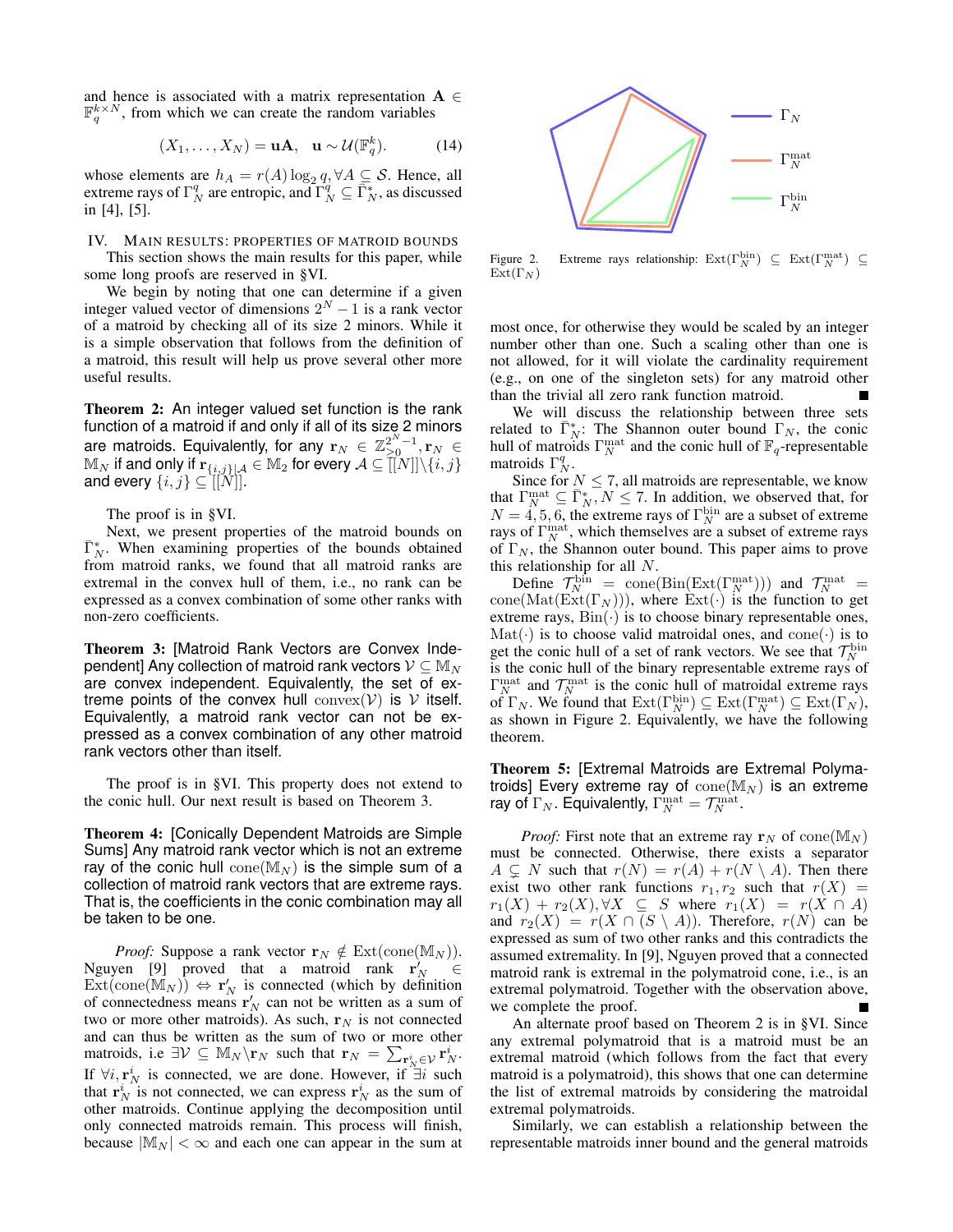and hence is associated with a matrix representation $\mathbf{A} \in \mathbb{F}_q^{k \times N}$, from which we can create the random variables

$$(X_1, \ldots, X_N) = \mathbf{u}\mathbf{A}, \quad \mathbf{u} \sim \mathcal{U}(\mathbb{F}_q^k). \tag{14}$$

whose elements are $h_A = r(A) \log_2 q, \forall A \subseteq \mathcal{S}$. Hence, all extreme rays of $\Gamma_N^q$ are entropic, and $\Gamma_N^q \subseteq \bar{\Gamma}_N^*$, as discussed in [4], [5].

## IV. Main results: properties of matroid bounds

This section shows the main results for this paper, while some long proofs are reserved in §VI.

We begin by noting that one can determine if a given integer valued vector of dimensions $2^N - 1$ is a rank vector of a matroid by checking all of its size 2 minors. While it is a simple observation that follows from the definition of a matroid, this result will help us prove several other more useful results.

**Theorem 2:** An integer valued set function is the rank function of a matroid if and only if all of its size 2 minors are matroids. Equivalently, for any $\mathbf{r}_N \in \mathbb{Z}_{\geq 0}^{2^N-1}, \mathbf{r}_N \in \mathbb{M}_N$ if and only if $\mathbf{r}_{\{i,j\}|\mathcal{A}} \in \mathbb{M}_2$ for every $\mathcal{A} \subseteq [[N]] \backslash \{i, j\}$ and every $\{i, j\} \subseteq [[N]]$.

The proof is in §VI.

Next, we present properties of the matroid bounds on $\bar{\Gamma}_N^*$. When examining properties of the bounds obtained from matroid ranks, we found that all matroid ranks are extremal in the convex hull of them, i.e., no rank can be expressed as a convex combination of some other ranks with non-zero coefficients.

**Theorem 3:** [Matroid Rank Vectors are Convex Independent] Any collection of matroid rank vectors $\mathcal{V} \subseteq \mathbb{M}_N$ are convex independent. Equivalently, the set of extreme points of the convex hull $\text{convex}(\mathcal{V})$ is $\mathcal{V}$ itself. Equivalently, a matroid rank vector can not be expressed as a convex combination of any other matroid rank vectors other than itself.

The proof is in §VI. This property does not extend to the conic hull. Our next result is based on Theorem 3.

**Theorem 4:** [Conically Dependent Matroids are Simple Sums] Any matroid rank vector which is not an extreme ray of the conic hull $\text{cone}(\mathbb{M}_N)$ is the simple sum of a collection of matroid rank vectors that are extreme rays. That is, the coefficients in the conic combination may all be taken to be one.

*Proof:* Suppose a rank vector $\mathbf{r}_N \notin \text{Ext}(\text{cone}(\mathbb{M}_N))$. Nguyen [9] proved that a matroid rank $\mathbf{r}'_N \in \text{Ext}(\text{cone}(\mathbb{M}_N)) \Leftrightarrow \mathbf{r}'_N$ is connected (which by definition of connectedness means $\mathbf{r}'_N$ can not be written as a sum of two or more other matroids). As such, $\mathbf{r}_N$ is not connected and can thus be written as the sum of two or more other matroids, i.e $\exists \mathcal{V} \subseteq \mathbb{M}_N \backslash \mathbf{r}_N$ such that $\mathbf{r}_N = \sum_{\mathbf{r}_N^i \in \mathcal{V}} \mathbf{r}_N^i$. If $\forall i, \mathbf{r}_N^i$ is connected, we are done. However, if $\exists i$ such that $\mathbf{r}_N^i$ is not connected, we can express $\mathbf{r}_N^i$ as the sum of other matroids. Continue applying the decomposition until only connected matroids remain. This process will finish, because $|\mathbb{M}_N| < \infty$ and each one can appear in the sum at most once, for otherwise they would be scaled by an integer number other than one. Such a scaling other than one is not allowed, for it will violate the cardinality requirement (e.g., on one of the singleton sets) for any matroid other than the trivial all zero rank function matroid. ■

Figure 2. Extreme rays relationship: $\text{Ext}(\Gamma_N^{\text{bin}}) \subseteq \text{Ext}(\Gamma_N^{\text{mat}}) \subseteq \text{Ext}(\Gamma_N)$

We will discuss the relationship between three sets related to $\bar{\Gamma}_N^*$: The Shannon outer bound $\Gamma_N$, the conic hull of matroids $\Gamma_N^{\text{mat}}$ and the conic hull of $\mathbb{F}_q$-representable matroids $\Gamma_N^q$.

Since for $N \leq 7$, all matroids are representable, we know that $\Gamma_N^{\text{mat}} \subseteq \bar{\Gamma}_N^*, N \leq 7$. In addition, we observed that, for $N = 4, 5, 6$, the extreme rays of $\Gamma_N^{\text{bin}}$ are a subset of extreme rays of $\Gamma_N^{\text{mat}}$, which themselves are a subset of extreme rays of $\Gamma_N$, the Shannon outer bound. This paper aims to prove this relationship for all $N$.

Define $\mathcal{T}_N^{\text{bin}} = \text{cone}(\text{Bin}(\text{Ext}(\Gamma_N^{\text{mat}})))$ and $\mathcal{T}_N^{\text{mat}} = \text{cone}(\text{Mat}(\text{Ext}(\Gamma_N)))$, where $\text{Ext}(\cdot)$ is the function to get extreme rays, $\text{Bin}(\cdot)$ is to choose binary representable ones, $\text{Mat}(\cdot)$ is to choose valid matroidal ones, and $\text{cone}(\cdot)$ is to get the conic hull of a set of rank vectors. We see that $\mathcal{T}_N^{\text{bin}}$ is the conic hull of the binary representable extreme rays of $\Gamma_N^{\text{mat}}$ and $\mathcal{T}_N^{\text{mat}}$ is the conic hull of matroidal extreme rays of $\Gamma_N$. We found that $\text{Ext}(\Gamma_N^{\text{bin}}) \subseteq \text{Ext}(\Gamma_N^{\text{mat}}) \subseteq \text{Ext}(\Gamma_N)$, as shown in Figure 2. Equivalently, we have the following theorem.

**Theorem 5:** [Extremal Matroids are Extremal Polymatroids] Every extreme ray of $\text{cone}(\mathbb{M}_N)$ is an extreme ray of $\Gamma_N$. Equivalently, $\Gamma_N^{\text{mat}} = \mathcal{T}_N^{\text{mat}}$.

*Proof:* First note that an extreme ray $\mathbf{r}_N$ of $\text{cone}(\mathbb{M}_N)$ must be connected. Otherwise, there exists a separator $A \subsetneq N$ such that $r(N) = r(A) + r(N \setminus A)$. Then there exist two other rank functions $r_1, r_2$ such that $r(X) = r_1(X) + r_2(X), \forall X \subseteq S$ where $r_1(X) = r(X \cap A)$ and $r_2(X) = r(X \cap (S \setminus A))$. Therefore, $r(N)$ can be expressed as sum of two other ranks and this contradicts the assumed extremality. In [9], Nguyen proved that a connected matroid rank is extremal in the polymatroid cone, i.e., is an extremal polymatroid. Together with the observation above, we complete the proof. ■

An alternate proof based on Theorem 2 is in §VI. Since any extremal polymatroid that is a matroid must be an extremal matroid (which follows from the fact that every matroid is a polymatroid), this shows that one can determine the list of extremal matroids by considering the matroidal extremal polymatroids.

Similarly, we can establish a relationship between the representable matroids inner bound and the general matroids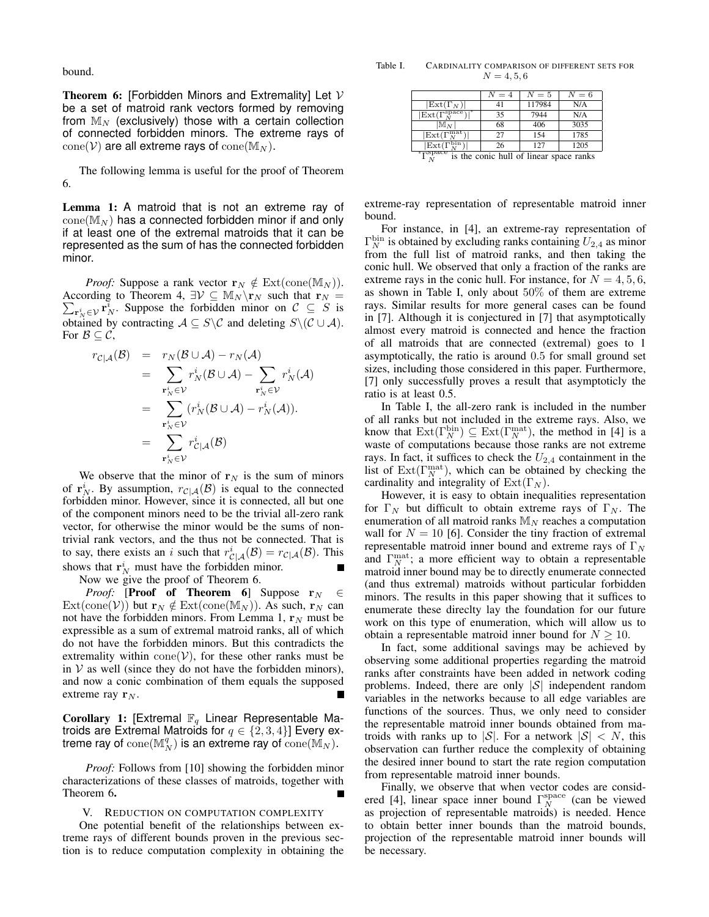bound.

**Theorem 6:** [Forbidden Minors and Extremality] Let $\mathcal{V}$ be a set of matroid rank vectors formed by removing from $\mathbb{M}_N$ (exclusively) those with a certain collection of connected forbidden minors. The extreme rays of $\text{cone}(\mathcal{V})$ are all extreme rays of $\text{cone}(\mathbb{M}_N)$.

The following lemma is useful for the proof of Theorem 6.

**Lemma 1:** A matroid that is not an extreme ray of $\text{cone}(\mathbb{M}_N)$ has a connected forbidden minor if and only if at least one of the extremal matroids that it can be represented as the sum of has the connected forbidden minor.

*Proof:* Suppose a rank vector $\mathbf{r}_N \notin \text{Ext}(\text{cone}(\mathbb{M}_N))$. According to Theorem 4, $\exists \mathcal{V} \subseteq \mathbb{M}_N \backslash \mathbf{r}_N$ such that $\mathbf{r}_N = \sum_{\mathbf{r}_N^i \in \mathcal{V}} \mathbf{r}_N^i$. Suppose the forbidden minor on $\mathcal{C} \subseteq S$ is obtained by contracting $\mathcal{A} \subseteq S \backslash \mathcal{C}$ and deleting $S \backslash (\mathcal{C} \cup \mathcal{A})$. For $\mathcal{B} \subseteq \mathcal{C}$,

$$
\begin{aligned}
r_{\mathcal{C}|\mathcal{A}}(\mathcal{B}) &= r_N(\mathcal{B} \cup \mathcal{A}) - r_N(\mathcal{A}) \\
&= \sum_{\mathbf{r}_N^i \in \mathcal{V}} r_N^i(\mathcal{B} \cup \mathcal{A}) - \sum_{\mathbf{r}_N^i \in \mathcal{V}} r_N^i(\mathcal{A}) \\
&= \sum_{\mathbf{r}_N^i \in \mathcal{V}} (r_N^i(\mathcal{B} \cup \mathcal{A}) - r_N^i(\mathcal{A})). \\
&= \sum_{\mathbf{r}_N^i \in \mathcal{V}} r_{\mathcal{C}|\mathcal{A}}^i(\mathcal{B})
\end{aligned}
$$

We observe that the minor of $\mathbf{r}_N$ is the sum of minors of $\mathbf{r}_N^i$. By assumption, $r_{\mathcal{C}|\mathcal{A}}(\mathcal{B})$ is equal to the connected forbidden minor. However, since it is connected, all but one of the component minors need to be the trivial all-zero rank vector, for otherwise the minor would be the sums of non-trivial rank vectors, and the thus not be connected. That is to say, there exists an $i$ such that $r_{\mathcal{C}|\mathcal{A}}^i(\mathcal{B}) = r_{\mathcal{C}|\mathcal{A}}(\mathcal{B})$. This shows that $\mathbf{r}_N^i$ must have the forbidden minor. ∎

Now we give the proof of Theorem 6.

*Proof:* [**Proof of Theorem 6**] Suppose $\mathbf{r}_N \in \text{Ext}(\text{cone}(\mathcal{V}))$ but $\mathbf{r}_N \notin \text{Ext}(\text{cone}(\mathbb{M}_N))$. As such, $\mathbf{r}_N$ can not have the forbidden minors. From Lemma 1, $\mathbf{r}_N$ must be expressible as a sum of extremal matroid ranks, all of which do not have the forbidden minors. But this contradicts the extremality within $\text{cone}(\mathcal{V})$, for these other ranks must be in $\mathcal{V}$ as well (since they do not have the forbidden minors), and now a conic combination of them equals the supposed extreme ray $\mathbf{r}_N$. ∎

**Corollary 1:** [Extremal $\mathbb{F}_q$ Linear Representable Matroids are Extremal Matroids for $q \in \{2, 3, 4\}$] Every extreme ray of $\text{cone}(\mathbb{M}_N^q)$ is an extreme ray of $\text{cone}(\mathbb{M}_N)$.

*Proof:* Follows from [10] showing the forbidden minor characterizations of these classes of matroids, together with Theorem 6. ∎

## V. Reduction on computation complexity

One potential benefit of the relationships between extreme rays of different bounds proven in the previous section is to reduce computation complexity in obtaining the extreme-ray representation of representable matroid inner bound.

Table I. Cardinality comparison of different sets for $N = 4, 5, 6$

| | $N=4$ | $N=5$ | $N=6$ |
|---|---|---|---|
| $\lvert\text{Ext}(\Gamma_N)\rvert$ | 41 | 117984 | N/A |
| $\lvert\text{Ext}(\Gamma_N^{\text{space}})\rvert^*$ | 35 | 7944 | N/A |
| $\lvert\mathbb{M}_N\rvert$ | 68 | 406 | 3035 |
| $\lvert\text{Ext}(\Gamma_N^{\text{mat}})\rvert$ | 27 | 154 | 1785 |
| $\lvert\text{Ext}(\Gamma_N^{\text{bin}})\rvert$ | 26 | 127 | 1205 |

$^*\Gamma_N^{\text{space}}$ is the conic hull of linear space ranks

For instance, in [4], an extreme-ray representation of $\Gamma_N^{\text{bin}}$ is obtained by excluding ranks containing $U_{2,4}$ as minor from the full list of matroid ranks, and then taking the conic hull. We observed that only a fraction of the ranks are extreme rays in the conic hull. For instance, for $N = 4, 5, 6$, as shown in Table I, only about 50% of them are extreme rays. Similar results for more general cases can be found in [7]. Although it is conjectured in [7] that asymptotically almost every matroid is connected and hence the fraction of all matroids that are connected (extremal) goes to 1 asymptotically, the ratio is around 0.5 for small ground set sizes, including those considered in this paper. Furthermore, [7] only successfully proves a result that asymptoticly the ratio is at least 0.5.

In Table I, the all-zero rank is included in the number of all ranks but not included in the extreme rays. Also, we know that $\text{Ext}(\Gamma_N^{\text{bin}}) \subseteq \text{Ext}(\Gamma_N^{\text{mat}})$, the method in [4] is a waste of computations because those ranks are not extreme rays. In fact, it suffices to check the $U_{2,4}$ containment in the list of $\text{Ext}(\Gamma_N^{\text{mat}})$, which can be obtained by checking the cardinality and integrality of $\text{Ext}(\Gamma_N)$.

However, it is easy to obtain inequalities representation for $\Gamma_N$ but difficult to obtain extreme rays of $\Gamma_N$. The enumeration of all matroid ranks $\mathbb{M}_N$ reaches a computation wall for $N = 10$ [6]. Consider the tiny fraction of extremal representable matroid inner bound and extreme rays of $\Gamma_N$ and $\Gamma_N^{\text{mat}}$; a more efficient way to obtain a representable matroid inner bound may be to directly enumerate connected (and thus extremal) matroids without particular forbidden minors. The results in this paper showing that it suffices to enumerate these direclty lay the foundation for our future work on this type of enumeration, which will allow us to obtain a representable matroid inner bound for $N \geq 10$.

In fact, some additional savings may be achieved by observing some additional properties regarding the matroid ranks after constraints have been added in network coding problems. Indeed, there are only $|\mathcal{S}|$ independent random variables in the networks because to all edge variables are functions of the sources. Thus, we only need to consider the representable matroid inner bounds obtained from matroids with ranks up to $|\mathcal{S}|$. For a network $|\mathcal{S}| < N$, this observation can further reduce the complexity of obtaining the desired inner bound to start the rate region computation from representable matroid inner bounds.

Finally, we observe that when vector codes are considered [4], linear space inner bound $\Gamma_N^{\text{space}}$ (can be viewed as projection of representable matroids) is needed. Hence to obtain better inner bounds than the matroid bounds, projection of the representable matroid inner bounds will be necessary.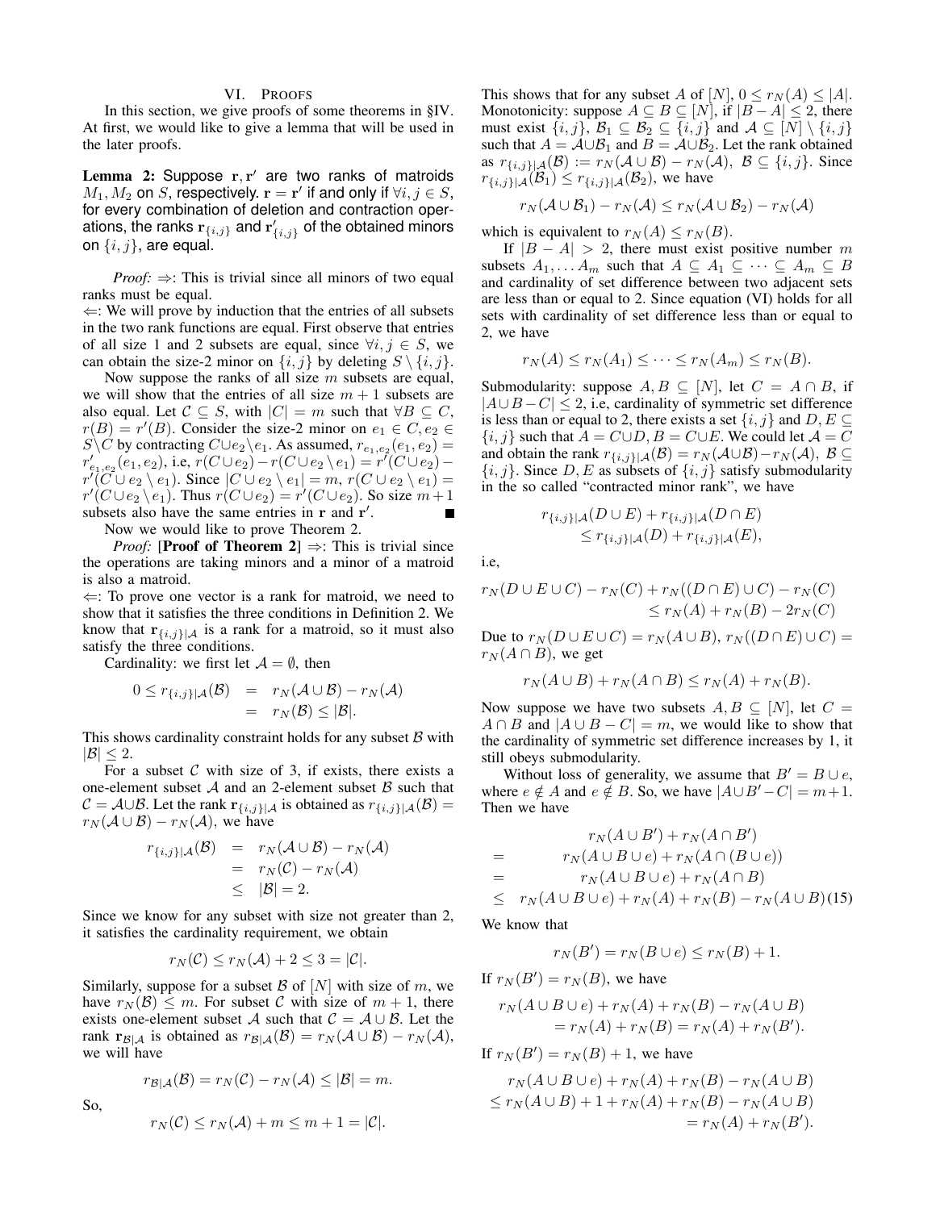## VI. Proofs

In this section, we give proofs of some theorems in §IV. At first, we would like to give a lemma that will be used in the later proofs.

**Lemma 2:** Suppose $\mathbf{r}, \mathbf{r}'$ are two ranks of matroids $M_1, M_2$ on $S$, respectively. $\mathbf{r} = \mathbf{r}'$ if and only if $\forall i, j \in S$, for every combination of deletion and contraction operations, the ranks $\mathbf{r}_{\{i,j\}}$ and $\mathbf{r}'_{\{i,j\}}$ of the obtained minors on $\{i, j\}$, are equal.

*Proof:* $\Rightarrow$: This is trivial since all minors of two equal ranks must be equal.

$\Leftarrow$: We will prove by induction that the entries of all subsets in the two rank functions are equal. First observe that entries of all size 1 and 2 subsets are equal, since $\forall i, j \in S$, we can obtain the size-2 minor on $\{i, j\}$ by deleting $S \setminus \{i, j\}$.

Now suppose the ranks of all size $m$ subsets are equal, we will show that the entries of all size $m+1$ subsets are also equal. Let $\mathcal{C} \subseteq S$, with $|C| = m$ such that $\forall B \subseteq C$, $r(B) = r'(B)$. Consider the size-2 minor on $e_1 \in C, e_2 \in S \backslash C$ by contracting $C \cup e_2 \setminus e_1$. As assumed, $r_{e_1,e_2}(e_1, e_2) = r'_{e_1,e_2}(e_1, e_2)$, i.e, $r(C \cup e_2) - r(C \cup e_2 \setminus e_1) = r'(C \cup e_2) - r'(C \cup e_2 \setminus e_1)$. Since $|C \cup e_2 \setminus e_1| = m$, $r(C \cup e_2 \setminus e_1) = r'(C \cup e_2 \setminus e_1)$. Thus $r(C \cup e_2) = r'(C \cup e_2)$. So size $m+1$ subsets also have the same entries in $\mathbf{r}$ and $\mathbf{r}'$. ■

Now we would like to prove Theorem 2.

*Proof:* [**Proof of Theorem 2**] $\Rightarrow$: This is trivial since the operations are taking minors and a minor of a matroid is also a matroid.

$\Leftarrow$: To prove one vector is a rank for matroid, we need to show that it satisfies the three conditions in Definition 2. We know that $\mathbf{r}_{\{i,j\}|\mathcal{A}}$ is a rank for a matroid, so it must also satisfy the three conditions.

Cardinality: we first let $\mathcal{A} = \emptyset$, then

$$
\begin{aligned}
0 \le r_{\{i,j\}|\mathcal{A}}(\mathcal{B}) &= r_N(\mathcal{A} \cup \mathcal{B}) - r_N(\mathcal{A}) \\
&= r_N(\mathcal{B}) \le |\mathcal{B}|.
\end{aligned}
$$

This shows cardinality constraint holds for any subset $\mathcal{B}$ with $|\mathcal{B}| \le 2$.

For a subset $\mathcal{C}$ with size of 3, if exists, there exists a one-element subset $\mathcal{A}$ and an 2-element subset $\mathcal{B}$ such that $\mathcal{C} = \mathcal{A} \cup \mathcal{B}$. Let the rank $\mathbf{r}_{\{i,j\}|\mathcal{A}}$ is obtained as $r_{\{i,j\}|\mathcal{A}}(\mathcal{B}) = r_N(\mathcal{A} \cup \mathcal{B}) - r_N(\mathcal{A})$, we have

$$
\begin{aligned}
r_{\{i,j\}|\mathcal{A}}(\mathcal{B}) &= r_N(\mathcal{A} \cup \mathcal{B}) - r_N(\mathcal{A}) \\
&= r_N(\mathcal{C}) - r_N(\mathcal{A}) \\
&\le |\mathcal{B}| = 2.
\end{aligned}
$$

Since we know for any subset with size not greater than 2, it satisfies the cardinality requirement, we obtain

$$
r_N(\mathcal{C}) \le r_N(\mathcal{A}) + 2 \le 3 = |\mathcal{C}|.
$$

Similarly, suppose for a subset $\mathcal{B}$ of $[N]$ with size of $m$, we have $r_N(\mathcal{B}) \le m$. For subset $\mathcal{C}$ with size of $m+1$, there exists one-element subset $\mathcal{A}$ such that $\mathcal{C} = \mathcal{A} \cup \mathcal{B}$. Let the rank $\mathbf{r}_{\mathcal{B}|\mathcal{A}}$ is obtained as $r_{\mathcal{B}|\mathcal{A}}(\mathcal{B}) = r_N(\mathcal{A} \cup \mathcal{B}) - r_N(\mathcal{A})$, we will have

$$
r_{\mathcal{B}|\mathcal{A}}(\mathcal{B}) = r_N(\mathcal{C}) - r_N(\mathcal{A}) \le |\mathcal{B}| = m.
$$

So,

$$
r_N(\mathcal{C}) \le r_N(\mathcal{A}) + m \le m + 1 = |\mathcal{C}|.
$$

This shows that for any subset $A$ of $[N]$, $0 \le r_N(A) \le |A|$.

Monotonicity: suppose $A \subseteq B \subseteq [N]$, if $|B - A| \le 2$, there must exist $\{i, j\}$, $\mathcal{B}_1 \subseteq \mathcal{B}_2 \subseteq \{i, j\}$ and $\mathcal{A} \subseteq [N] \setminus \{i, j\}$ such that $A = \mathcal{A} \cup \mathcal{B}_1$ and $B = \mathcal{A} \cup \mathcal{B}_2$. Let the rank obtained as $r_{\{i,j\}|\mathcal{A}}(\mathcal{B}) := r_N(\mathcal{A} \cup \mathcal{B}) - r_N(\mathcal{A})$, $\mathcal{B} \subseteq \{i, j\}$. Since $r_{\{i,j\}|\mathcal{A}}(\mathcal{B}_1) \le r_{\{i,j\}|\mathcal{A}}(\mathcal{B}_2)$, we have

$$
r_N(\mathcal{A} \cup \mathcal{B}_1) - r_N(\mathcal{A}) \le r_N(\mathcal{A} \cup \mathcal{B}_2) - r_N(\mathcal{A})
$$

which is equivalent to $r_N(A) \le r_N(B)$.

If $|B - A| > 2$, there must exist positive number $m$ subsets $A_1, \dots A_m$ such that $A \subseteq A_1 \subseteq \cdots \subseteq A_m \subseteq B$ and cardinality of set difference between two adjacent sets are less than or equal to 2. Since equation (VI) holds for all sets with cardinality of set difference less than or equal to 2, we have

$$
r_N(A) \le r_N(A_1) \le \cdots \le r_N(A_m) \le r_N(B).
$$

Submodularity: suppose $A, B \subseteq [N]$, let $C = A \cap B$, if $|A \cup B - C| \le 2$, i.e, cardinality of symmetric set difference is less than or equal to 2, there exists a set $\{i, j\}$ and $D, E \subseteq \{i, j\}$ such that $A = C \cup D, B = C \cup E$. We could let $\mathcal{A} = C$ and obtain the rank $r_{\{i,j\}|\mathcal{A}}(\mathcal{B}) = r_N(\mathcal{A} \cup \mathcal{B}) - r_N(\mathcal{A})$, $\mathcal{B} \subseteq \{i, j\}$. Since $D, E$ as subsets of $\{i, j\}$ satisfy submodularity in the so called "contracted minor rank", we have

$$
\begin{aligned}
r_{\{i,j\}|\mathcal{A}}(D \cup E) &+ r_{\{i,j\}|\mathcal{A}}(D \cap E) \\
&\le r_{\{i,j\}|\mathcal{A}}(D) + r_{\{i,j\}|\mathcal{A}}(E),
\end{aligned}
$$

i.e,

$$
\begin{aligned}
r_N(D \cup E \cup C) - r_N(C) + r_N((D \cap E) \cup C) - r_N(C) \\
\le r_N(A) + r_N(B) - 2r_N(C)
\end{aligned}
$$

Due to $r_N(D \cup E \cup C) = r_N(A \cup B)$, $r_N((D \cap E) \cup C) = r_N(A \cap B)$, we get

$$
r_N(A \cup B) + r_N(A \cap B) \le r_N(A) + r_N(B).
$$

Now suppose we have two subsets $A, B \subseteq [N]$, let $C = A \cap B$ and $|A \cup B - C| = m$, we would like to show that the cardinality of symmetric set difference increases by 1, it still obeys submodularity.

Without loss of generality, we assume that $B' = B \cup e$, where $e \notin A$ and $e \notin B$. So, we have $|A \cup B' - C| = m + 1$. Then we have

$$
\begin{aligned}
& r_N(A \cup B') + r_N(A \cap B') \\
= \quad & r_N(A \cup B \cup e) + r_N(A \cap (B \cup e)) \\
= \quad & r_N(A \cup B \cup e) + r_N(A \cap B) \\
\le \quad & r_N(A \cup B \cup e) + r_N(A) + r_N(B) - r_N(A \cup B) \qquad (15)
\end{aligned}
$$

We know that

$$
r_N(B') = r_N(B \cup e) \le r_N(B) + 1.
$$

If $r_N(B') = r_N(B)$, we have

$$
\begin{aligned}
r_N(A \cup B \cup e) + r_N(A) + r_N(B) - r_N(A \cup B) \\
= r_N(A) + r_N(B) = r_N(A) + r_N(B').
\end{aligned}
$$

If $r_N(B') = r_N(B) + 1$, we have

$$
\begin{aligned}
& r_N(A \cup B \cup e) + r_N(A) + r_N(B) - r_N(A \cup B) \\
\le \; & r_N(A \cup B) + 1 + r_N(A) + r_N(B) - r_N(A \cup B) \\
& = r_N(A) + r_N(B').
\end{aligned}
$$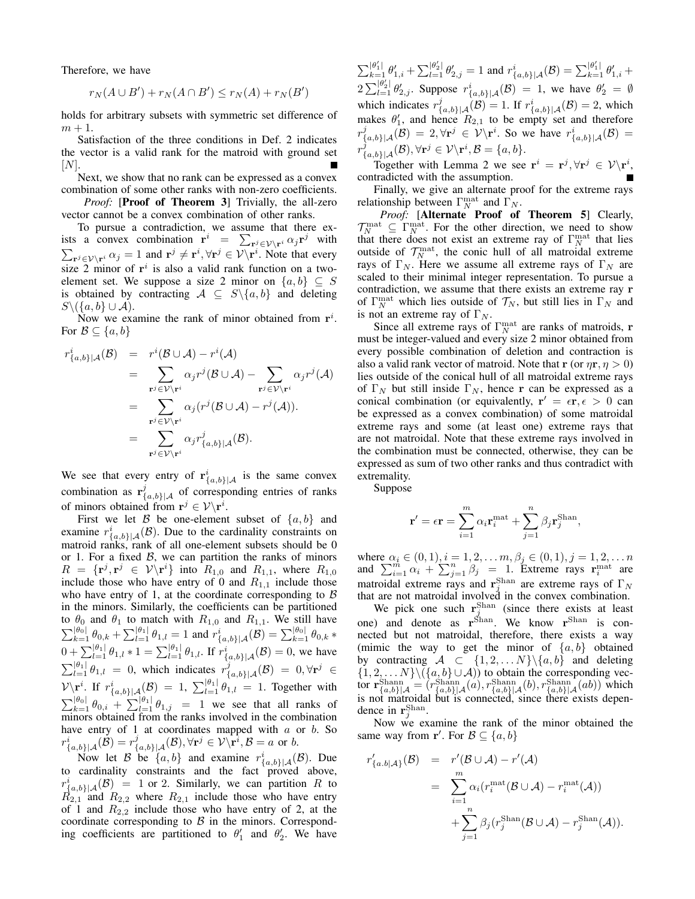Therefore, we have

$$r_N(A \cup B') + r_N(A \cap B') \leq r_N(A) + r_N(B')$$

holds for arbitrary subsets with symmetric set difference of $m+1$.

Satisfaction of the three conditions in Def. 2 indicates the vector is a valid rank for the matroid with ground set $[N]$. ■

Next, we show that no rank can be expressed as a convex combination of some other ranks with non-zero coefficients.

*Proof:* [**Proof of Theorem 3**] Trivially, the all-zero vector cannot be a convex combination of other ranks.

To pursue a contradiction, we assume that there exists a convex combination $\mathbf{r}^i = \sum_{\mathbf{r}^j \in \mathcal{V} \backslash \mathbf{r}^i} \alpha_j \mathbf{r}^j$ with $\sum_{\mathbf{r}^j \in \mathcal{V} \backslash \mathbf{r}^i} \alpha_j = 1$ and $\mathbf{r}^j \neq \mathbf{r}^i, \forall \mathbf{r}^j \in \mathcal{V} \backslash \mathbf{r}^i$. Note that every size 2 minor of $\mathbf{r}^i$ is also a valid rank function on a two-element set. We suppose a size 2 minor on $\{a,b\} \subseteq S$ is obtained by contracting $\mathcal{A} \subseteq S \backslash \{a,b\}$ and deleting $S \backslash (\{a,b\} \cup \mathcal{A})$.

Now we examine the rank of minor obtained from $\mathbf{r}^i$. For $\mathcal{B} \subseteq \{a,b\}$

$$\begin{aligned}
r^i_{\{a,b\}|\mathcal{A}}(\mathcal{B}) &= r^i(\mathcal{B} \cup \mathcal{A}) - r^i(\mathcal{A}) \\
&= \sum_{\mathbf{r}^j \in \mathcal{V} \backslash \mathbf{r}^i} \alpha_j r^j(\mathcal{B} \cup \mathcal{A}) - \sum_{\mathbf{r}^j \in \mathcal{V} \backslash \mathbf{r}^i} \alpha_j r^j(\mathcal{A}) \\
&= \sum_{\mathbf{r}^j \in \mathcal{V} \backslash \mathbf{r}^i} \alpha_j (r^j(\mathcal{B} \cup \mathcal{A}) - r^j(\mathcal{A})). \\
&= \sum_{\mathbf{r}^j \in \mathcal{V} \backslash \mathbf{r}^i} \alpha_j r^j_{\{a,b\}|\mathcal{A}}(\mathcal{B}).
\end{aligned}$$

We see that every entry of $\mathbf{r}^i_{\{a,b\}|\mathcal{A}}$ is the same convex combination as $\mathbf{r}^j_{\{a,b\}|\mathcal{A}}$ of corresponding entries of ranks of minors obtained from $\mathbf{r}^j \in \mathcal{V} \backslash \mathbf{r}^i$.

First we let $\mathcal{B}$ be one-element subset of $\{a,b\}$ and examine $r^i_{\{a,b\}|\mathcal{A}}(\mathcal{B})$. Due to the cardinality constraints on matroid ranks, rank of all one-element subsets should be 0 or 1. For a fixed $\mathcal{B}$, we can partition the ranks of minors $R = \{\mathbf{r}^j, \mathbf{r}^j \in \mathcal{V} \backslash \mathbf{r}^i\}$ into $R_{1,0}$ and $R_{1,1}$, where $R_{1,0}$ include those who have entry of 0 and $R_{1,1}$ include those who have entry of 1, at the coordinate corresponding to $\mathcal{B}$ in the minors. Similarly, the coefficients can be partitioned to $\theta_0$ and $\theta_1$ to match with $R_{1,0}$ and $R_{1,1}$. We still have $\sum_{k=1}^{|\theta_0|} \theta_{0,k} + \sum_{l=1}^{|\theta_1|} \theta_{1,l} = 1$ and $r^i_{\{a,b\}|\mathcal{A}}(\mathcal{B}) = \sum_{k=1}^{|\theta_0|} \theta_{0,k} * 0 + \sum_{l=1}^{|\theta_1|} \theta_{1,l} * 1 = \sum_{l=1}^{|\theta_1|} \theta_{1,l}$. If $r^i_{\{a,b\}|\mathcal{A}}(\mathcal{B}) = 0$, we have $\sum_{l=1}^{|\theta_1|} \theta_{1,l} = 0$, which indicates $r^j_{\{a,b\}|\mathcal{A}}(\mathcal{B}) = 0, \forall \mathbf{r}^j \in \mathcal{V} \backslash \mathbf{r}^i$. If $r^i_{\{a,b\}|\mathcal{A}}(\mathcal{B}) = 1$, $\sum_{l=1}^{|\theta_1|} \theta_{1,l} = 1$. Together with $\sum_{k=1}^{|\theta_0|} \theta_{0,i} + \sum_{l=1}^{|\theta_1|} \theta_{1,j} = 1$ we see that all ranks of minors obtained from the ranks involved in the combination have entry of 1 at coordinates mapped with $a$ or $b$. So $r^i_{\{a,b\}|\mathcal{A}}(\mathcal{B}) = r^j_{\{a,b\}|\mathcal{A}}(\mathcal{B}), \forall \mathbf{r}^j \in \mathcal{V} \backslash \mathbf{r}^i, \mathcal{B} = a$ or $b$.

Now let $\mathcal{B}$ be $\{a,b\}$ and examine $r^i_{\{a,b\}|\mathcal{A}}(\mathcal{B})$. Due to cardinality constraints and the fact proved above, $r^i_{\{a,b\}|\mathcal{A}}(\mathcal{B}) = 1$ or 2. Similarly, we can partition $R$ to $R_{2,1}$ and $R_{2,2}$ where $R_{2,1}$ include those who have entry of 1 and $R_{2,2}$ include those who have entry of 2, at the coordinate corresponding to $\mathcal{B}$ in the minors. Corresponding coefficients are partitioned to $\theta'_1$ and $\theta'_2$. We have $\sum_{k=1}^{|\theta'_1|} \theta'_{1,i} + \sum_{l=1}^{|\theta'_2|} \theta'_{2,j} = 1$ and $r^i_{\{a,b\}|\mathcal{A}}(\mathcal{B}) = \sum_{k=1}^{|\theta'_1|} \theta'_{1,i} + 2\sum_{l=1}^{|\theta'_2|} \theta'_{2,j}$. Suppose $r^i_{\{a,b\}|\mathcal{A}}(\mathcal{B}) = 1$, we have $\theta'_2 = \emptyset$ which indicates $r^j_{\{a,b\}|\mathcal{A}}(\mathcal{B}) = 1$. If $r^i_{\{a,b\}|\mathcal{A}}(\mathcal{B}) = 2$, which makes $\theta'_1$, and hence $R_{2,1}$ to be empty set and therefore $r^j_{\{a,b\}|\mathcal{A}}(\mathcal{B}) = 2, \forall \mathbf{r}^j \in \mathcal{V} \backslash \mathbf{r}^i$. So we have $r^i_{\{a,b\}|\mathcal{A}}(\mathcal{B}) = r^j_{\{a,b\}|\mathcal{A}}(\mathcal{B}), \forall \mathbf{r}^j \in \mathcal{V} \backslash \mathbf{r}^i, \mathcal{B} = \{a,b\}$.

Together with Lemma 2 we see $\mathbf{r}^i = \mathbf{r}^j, \forall \mathbf{r}^j \in \mathcal{V} \backslash \mathbf{r}^i$, contradicted with the assumption. ■

Finally, we give an alternate proof for the extreme rays relationship between $\Gamma_N^{\text{mat}}$ and $\Gamma_N$.

*Proof:* [**Alternate Proof of Theorem 5**] Clearly, $\mathcal{T}_N^{\text{mat}} \subseteq \Gamma_N^{\text{mat}}$. For the other direction, we need to show that there does not exist an extreme ray of $\Gamma_N^{\text{mat}}$ that lies outside of $\mathcal{T}_N^{\text{mat}}$, the conic hull of all matroidal extreme rays of $\Gamma_N$. Here we assume all extreme rays of $\Gamma_N$ are scaled to their minimal integer representation. To pursue a contradiction, we assume that there exists an extreme ray $\mathbf{r}$ of $\Gamma_N^{\text{mat}}$ which lies outside of $\mathcal{T}_N$, but still lies in $\Gamma_N$ and is not an extreme ray of $\Gamma_N$.

Since all extreme rays of $\Gamma_N^{\text{mat}}$ are ranks of matroids, $\mathbf{r}$ must be integer-valued and every size 2 minor obtained from every possible combination of deletion and contraction is also a valid rank vector of matroid. Note that $\mathbf{r}$ (or $\eta \mathbf{r}, \eta > 0$) lies outside of the conical hull of all matroidal extreme rays of $\Gamma_N$ but still inside $\Gamma_N$, hence $\mathbf{r}$ can be expressed as a conical combination (or equivalently, $\mathbf{r}' = \epsilon \mathbf{r}, \epsilon > 0$ can be expressed as a convex combination) of some matroidal extreme rays and some (at least one) extreme rays that are not matroidal. Note that these extreme rays involved in the combination must be connected, otherwise, they can be expressed as sum of two other ranks and thus contradict with extremality.

Suppose

$$\mathbf{r}' = \epsilon \mathbf{r} = \sum_{i=1}^{m} \alpha_i \mathbf{r}_i^{\text{mat}} + \sum_{j=1}^{n} \beta_j \mathbf{r}_j^{\text{Shan}},$$

where $\alpha_i \in (0,1), i = 1,2,\ldots m, \beta_j \in (0,1), j = 1,2,\ldots n$ and $\sum_{i=1}^{m} \alpha_i + \sum_{j=1}^{n} \beta_j = 1$. Extreme rays $\mathbf{r}_i^{\text{mat}}$ are matroidal extreme rays and $\mathbf{r}_j^{\text{Shan}}$ are extreme rays of $\Gamma_N$ that are not matroidal involved in the convex combination.

We pick one such $\mathbf{r}_j^{\text{Shan}}$ (since there exists at least one) and denote as $\mathbf{r}^{\text{Shan}}$. We know $\mathbf{r}^{\text{Shan}}$ is connected but not matroidal, therefore, there exists a way (mimic the way to get the minor of $\{a,b\}$ obtained by contracting $\mathcal{A} \subset \{1,2,\ldots N\} \backslash \{a,b\}$ and deleting $\{1,2,\ldots N\} \backslash (\{a,b\} \cup \mathcal{A})$) to obtain the corresponding vector $\mathbf{r}^{\text{Shann}}_{\{a,b\}|\mathcal{A}} = (r^{\text{Shann}}_{\{a,b\}|\mathcal{A}}(a), r^{\text{Shann}}_{\{a,b\}|\mathcal{A}}(b), r^{\text{Shann}}_{\{a,b\}|\mathcal{A}}(ab))$ which is not matroidal but is connected, since there exists dependence in $\mathbf{r}_j^{\text{Shan}}$.

Now we examine the rank of the minor obtained the same way from $\mathbf{r}'$. For $\mathcal{B} \subseteq \{a,b\}$

$$\begin{aligned}
r'_{\{a.b|\mathcal{A}\}}(\mathcal{B}) &= r'(\mathcal{B} \cup \mathcal{A}) - r'(\mathcal{A}) \\
&= \sum_{i=1}^{m} \alpha_i (r_i^{\text{mat}}(\mathcal{B} \cup \mathcal{A}) - r_i^{\text{mat}}(\mathcal{A})) \\
&\quad + \sum_{j=1}^{n} \beta_j (r_j^{\text{Shan}}(\mathcal{B} \cup \mathcal{A}) - r_j^{\text{Shan}}(\mathcal{A})).
\end{aligned}$$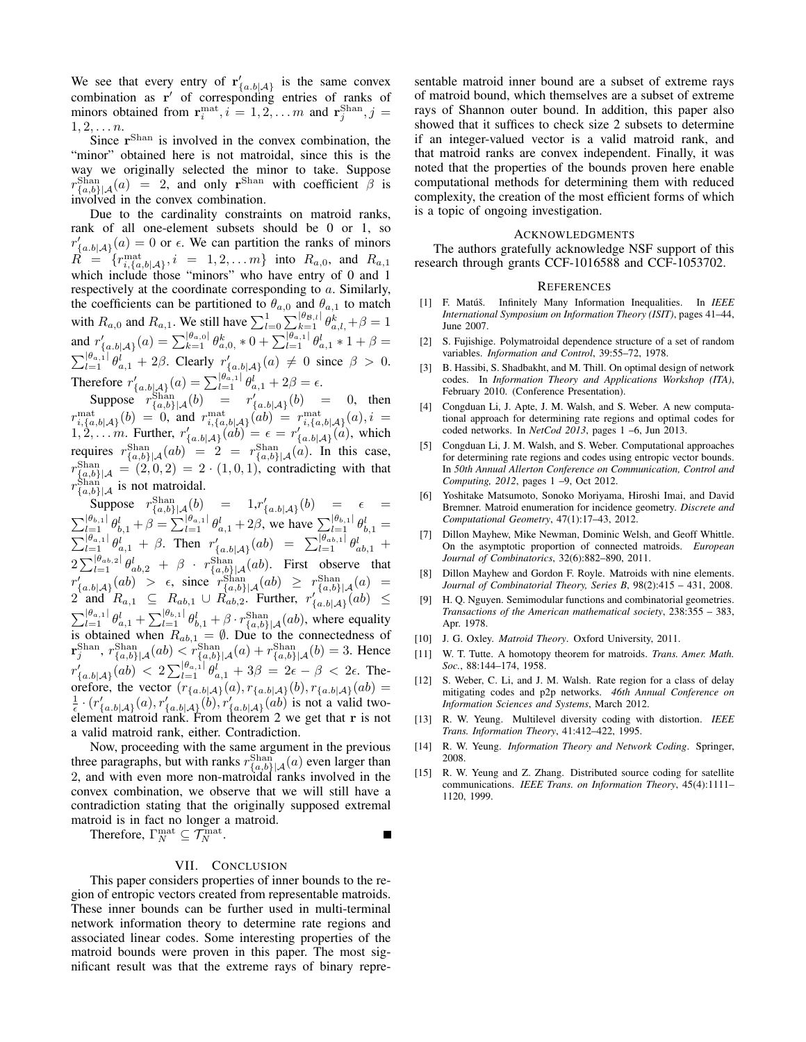We see that every entry of $\mathbf{r}'_{\{a.b|\mathcal{A}\}}$ is the same convex combination as $\mathbf{r}'$ of corresponding entries of ranks of minors obtained from $\mathbf{r}_i^{\text{mat}}, i = 1, 2, \dots m$ and $\mathbf{r}_j^{\text{Shan}}, j = 1, 2, \dots n$.

Since $\mathbf{r}^{\text{Shan}}$ is involved in the convex combination, the "minor" obtained here is not matroidal, since this is the way we originally selected the minor to take. Suppose $r^{\text{Shan}}_{\{a,b\}|\mathcal{A}}(a) = 2$, and only $\mathbf{r}^{\text{Shan}}$ with coefficient $\beta$ is involved in the convex combination.

Due to the cardinality constraints on matroid ranks, rank of all one-element subsets should be 0 or 1, so $r'_{\{a.b|\mathcal{A}\}}(a) = 0$ or $\epsilon$. We can partition the ranks of minors $R = \{r^{\text{mat}}_{i,\{a,b|\mathcal{A}\}}, i = 1, 2, \dots m\}$ into $R_{a,0}$, and $R_{a,1}$ which include those "minors" who have entry of 0 and 1 respectively at the coordinate corresponding to $a$. Similarly, the coefficients can be partitioned to $\theta_{a,0}$ and $\theta_{a,1}$ to match with $R_{a,0}$ and $R_{a,1}$. We still have $\sum_{l=0}^{1}\sum_{k=1}^{|\theta_{\mathcal{B},l}|}\theta^k_{a,l}, +\beta = 1$ and $r'_{\{a.b|\mathcal{A}\}}(a) = \sum_{k=1}^{|\theta_{a,0}|}\theta^k_{a,0}, * 0 + \sum_{l=1}^{|\theta_{a,1}|}\theta^l_{a,1} * 1 + \beta = \sum_{l=1}^{|\theta_{a,1}|}\theta^l_{a,1} + 2\beta$. Clearly $r'_{\{a.b|\mathcal{A}\}}(a) \neq 0$ since $\beta > 0$. Therefore $r'_{\{a.b|\mathcal{A}\}}(a) = \sum_{l=1}^{|\theta_{a,1}|}\theta^l_{a,1} + 2\beta = \epsilon$.

Suppose $r^{\text{Shan}}_{\{a,b\}|\mathcal{A}}(b) = r'_{\{a.b|\mathcal{A}\}}(b) = 0$, then $r^{\text{mat}}_{i,\{a,b|\mathcal{A}\}}(b) = 0$, and $r^{\text{mat}}_{i,\{a,b|\mathcal{A}\}}(ab) = r^{\text{mat}}_{i,\{a,b|\mathcal{A}\}}(a), i = 1, 2, \dots m$. Further, $r'_{\{a.b|\mathcal{A}\}}(ab) = \epsilon = r'_{\{a.b|\mathcal{A}\}}(a)$, which requires $r^{\text{Shan}}_{\{a,b\}|\mathcal{A}}(ab) = 2 = r^{\text{Shan}}_{\{a,b\}|\mathcal{A}}(a)$. In this case, $r^{\text{Shan}}_{\{a,b\}|\mathcal{A}} = (2, 0, 2) = 2 \cdot (1, 0, 1)$, contradicting with that $r^{\text{Shan}}_{\{a,b\}|\mathcal{A}}$ is not matroidal.

Suppose $r^{\text{Shan}}_{\{a,b\}|\mathcal{A}}(b) = 1, r'_{\{a.b|\mathcal{A}\}}(b) = \epsilon = \sum_{l=1}^{|\theta_{b,1}|}\theta^l_{b,1} + \beta = \sum_{l=1}^{|\theta_{a,1}|}\theta^l_{a,1} + 2\beta$, we have $\sum_{l=1}^{|\theta_{b,1}|}\theta^l_{b,1} = \sum_{l=1}^{|\theta_{a,1}|}\theta^l_{a,1} + \beta$. Then $r'_{\{a.b|\mathcal{A}\}}(ab) = \sum_{l=1}^{|\theta_{ab,1}|}\theta^l_{ab,1} + 2\sum_{l=1}^{|\theta_{ab,2}|}\theta^l_{ab,2} + \beta \cdot r^{\text{Shan}}_{\{a,b\}|\mathcal{A}}(ab)$. First observe that $r'_{\{a.b|\mathcal{A}\}}(ab) > \epsilon$, since $r^{\text{Shan}}_{\{a,b\}|\mathcal{A}}(ab) \geq r^{\text{Shan}}_{\{a,b\}|\mathcal{A}}(a) = 2$ and $R_{a,1} \subseteq R_{ab,1} \cup R_{ab,2}$. Further, $r'_{\{a.b|\mathcal{A}\}}(ab) \leq \sum_{l=1}^{|\theta_{a,1}|}\theta^l_{a,1} + \sum_{l=1}^{|\theta_{b,1}|}\theta^l_{b,1} + \beta \cdot r^{\text{Shan}}_{\{a,b\}|\mathcal{A}}(ab)$, where equality is obtained when $R_{ab,1} = \emptyset$. Due to the connectedness of $\mathbf{r}^{\text{Shan}}_j$, $r^{\text{Shan}}_{\{a,b\}|\mathcal{A}}(ab) < r^{\text{Shan}}_{\{a,b\}|\mathcal{A}}(a) + r^{\text{Shan}}_{\{a,b\}|\mathcal{A}}(b) = 3$. Hence $r'_{\{a.b|\mathcal{A}\}}(ab) < 2\sum_{l=1}^{|\theta_{a,1}|}\theta^l_{a,1} + 3\beta = 2\epsilon - \beta < 2\epsilon$. Therefore, the vector $(r_{\{a.b|\mathcal{A}\}}(a), r_{\{a.b|\mathcal{A}\}}(b), r_{\{a.b|\mathcal{A}\}}(ab) = \frac{1}{\epsilon} \cdot (r'_{\{a.b|\mathcal{A}\}}(a), r'_{\{a.b|\mathcal{A}\}}(b), r'_{\{a.b|\mathcal{A}\}}(ab)$ is not a valid two-element matroid rank. From theorem 2 we get that $\mathbf{r}$ is not a valid matroid rank, either. Contradiction.

Now, proceeding with the same argument in the previous three paragraphs, but with ranks $r^{\text{Shan}}_{\{a,b\}|\mathcal{A}}(a)$ even larger than 2, and with even more non-matroidal ranks involved in the convex combination, we observe that we will still have a contradiction stating that the originally supposed extremal matroid is in fact no longer a matroid.

Therefore, $\Gamma^{\text{mat}}_N \subseteq \mathcal{T}^{\text{mat}}_N$. ■

## VII. Conclusion

This paper considers properties of inner bounds to the region of entropic vectors created from representable matroids. These inner bounds can be further used in multi-terminal network information theory to determine rate regions and associated linear codes. Some interesting properties of the matroid bounds were proven in this paper. The most significant result was that the extreme rays of binary representable matroid inner bound are a subset of extreme rays of matroid bound, which themselves are a subset of extreme rays of Shannon outer bound. In addition, this paper also showed that it suffices to check size 2 subsets to determine if an integer-valued vector is a valid matroid rank, and that matroid ranks are convex independent. Finally, it was noted that the properties of the bounds proven here enable computational methods for determining them with reduced complexity, the creation of the most efficient forms of which is a topic of ongoing investigation.

## Acknowledgments

The authors gratefully acknowledge NSF support of this research through grants CCF-1016588 and CCF-1053702.

## References

[1] F. Matúš. Infinitely Many Information Inequalities. In *IEEE International Symposium on Information Theory (ISIT)*, pages 41–44, June 2007.

[2] S. Fujishige. Polymatroidal dependence structure of a set of random variables. *Information and Control*, 39:55–72, 1978.

[3] B. Hassibi, S. Shadbakht, and M. Thill. On optimal design of network codes. In *Information Theory and Applications Workshop (ITA)*, February 2010. (Conference Presentation).

[4] Congduan Li, J. Apte, J. M. Walsh, and S. Weber. A new computational approach for determining rate regions and optimal codes for coded networks. In *NetCod 2013*, pages 1 –6, Jun 2013.

[5] Congduan Li, J. M. Walsh, and S. Weber. Computational approaches for determining rate regions and codes using entropic vector bounds. In *50th Annual Allerton Conference on Communication, Control and Computing, 2012*, pages 1 –9, Oct 2012.

[6] Yoshitake Matsumoto, Sonoko Moriyama, Hiroshi Imai, and David Bremner. Matroid enumeration for incidence geometry. *Discrete and Computational Geometry*, 47(1):17–43, 2012.

[7] Dillon Mayhew, Mike Newman, Dominic Welsh, and Geoff Whittle. On the asymptotic proportion of connected matroids. *European Journal of Combinatorics*, 32(6):882–890, 2011.

[8] Dillon Mayhew and Gordon F. Royle. Matroids with nine elements. *Journal of Combinatorial Theory, Series B*, 98(2):415 – 431, 2008.

[9] H. Q. Nguyen. Semimodular functions and combinatorial geometries. *Transactions of the American mathematical society*, 238:355 – 383, Apr. 1978.

[10] J. G. Oxley. *Matroid Theory*. Oxford University, 2011.

[11] W. T. Tutte. A homotopy theorem for matroids. *Trans. Amer. Math. Soc.*, 88:144–174, 1958.

[12] S. Weber, C. Li, and J. M. Walsh. Rate region for a class of delay mitigating codes and p2p networks. *46th Annual Conference on Information Sciences and Systems*, March 2012.

[13] R. W. Yeung. Multilevel diversity coding with distortion. *IEEE Trans. Information Theory*, 41:412–422, 1995.

[14] R. W. Yeung. *Information Theory and Network Coding*. Springer, 2008.

[15] R. W. Yeung and Z. Zhang. Distributed source coding for satellite communications. *IEEE Trans. on Information Theory*, 45(4):1111–1120, 1999.